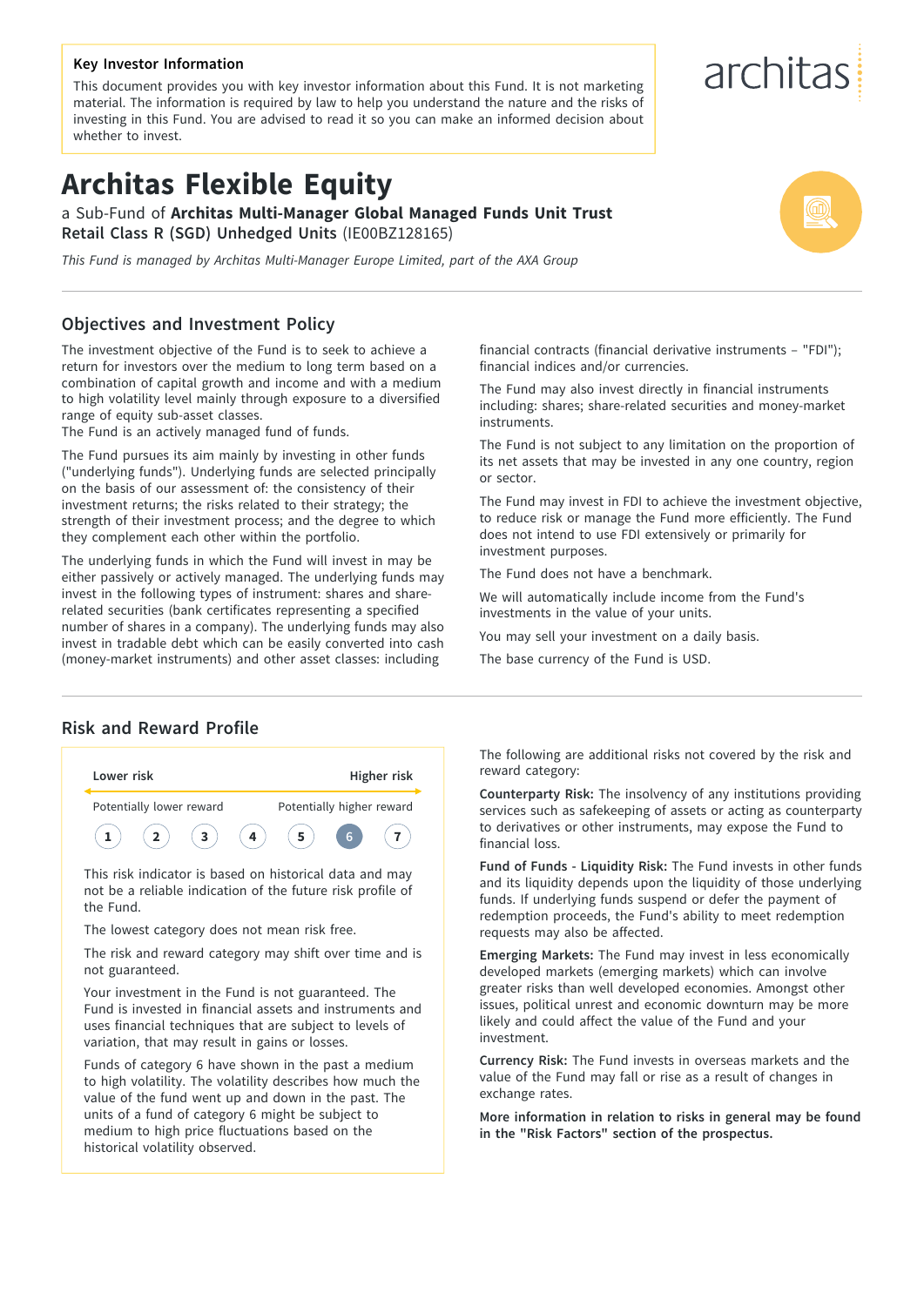**Key Investor Information**

This document provides you with key investor information about this Fund. It is not marketing material. The information is required by law to help you understand the nature and the risks of investing in this Fund. You are advised to read it so you can make an informed decision about whether to invest.

architas

# Architas Flexible Equity

a Sub-Fund of **Architas Multi-Manager Global Managed Funds Unit Trust**
**Retail Class R (SGD) Unhedged Units** (IE00BZ128165)

*This Fund is managed by Architas Multi-Manager Europe Limited, part of the AXA Group*

## Objectives and Investment Policy

The investment objective of the Fund is to seek to achieve a return for investors over the medium to long term based on a combination of capital growth and income and with a medium to high volatility level mainly through exposure to a diversified range of equity sub-asset classes.
The Fund is an actively managed fund of funds.

The Fund pursues its aim mainly by investing in other funds ("underlying funds"). Underlying funds are selected principally on the basis of our assessment of: the consistency of their investment returns; the risks related to their strategy; the strength of their investment process; and the degree to which they complement each other within the portfolio.

The underlying funds in which the Fund will invest in may be either passively or actively managed. The underlying funds may invest in the following types of instrument: shares and share-related securities (bank certificates representing a specified number of shares in a company). The underlying funds may also invest in tradable debt which can be easily converted into cash (money-market instruments) and other asset classes: including financial contracts (financial derivative instruments – "FDI"); financial indices and/or currencies.

The Fund may also invest directly in financial instruments including: shares; share-related securities and money-market instruments.

The Fund is not subject to any limitation on the proportion of its net assets that may be invested in any one country, region or sector.

The Fund may invest in FDI to achieve the investment objective, to reduce risk or manage the Fund more efficiently. The Fund does not intend to use FDI extensively or primarily for investment purposes.

The Fund does not have a benchmark.

We will automatically include income from the Fund's investments in the value of your units.

You may sell your investment on a daily basis.

The base currency of the Fund is USD.

## Risk and Reward Profile

| Lower risk | | | | | | Higher risk |
|---|---|---|---|---|---|---|
| Potentially lower reward | | | | | | Potentially higher reward |
| 1 | 2 | 3 | 4 | 5 | **6** | 7 |

This risk indicator is based on historical data and may not be a reliable indication of the future risk profile of the Fund.

The lowest category does not mean risk free.

The risk and reward category may shift over time and is not guaranteed.

Your investment in the Fund is not guaranteed. The Fund is invested in financial assets and instruments and uses financial techniques that are subject to levels of variation, that may result in gains or losses.

Funds of category 6 have shown in the past a medium to high volatility. The volatility describes how much the value of the fund went up and down in the past. The units of a fund of category 6 might be subject to medium to high price fluctuations based on the historical volatility observed.

The following are additional risks not covered by the risk and reward category:

**Counterparty Risk:** The insolvency of any institutions providing services such as safekeeping of assets or acting as counterparty to derivatives or other instruments, may expose the Fund to financial loss.

**Fund of Funds - Liquidity Risk:** The Fund invests in other funds and its liquidity depends upon the liquidity of those underlying funds. If underlying funds suspend or defer the payment of redemption proceeds, the Fund's ability to meet redemption requests may also be affected.

**Emerging Markets:** The Fund may invest in less economically developed markets (emerging markets) which can involve greater risks than well developed economies. Amongst other issues, political unrest and economic downturn may be more likely and could affect the value of the Fund and your investment.

**Currency Risk:** The Fund invests in overseas markets and the value of the Fund may fall or rise as a result of changes in exchange rates.

**More information in relation to risks in general may be found in the "Risk Factors" section of the prospectus.**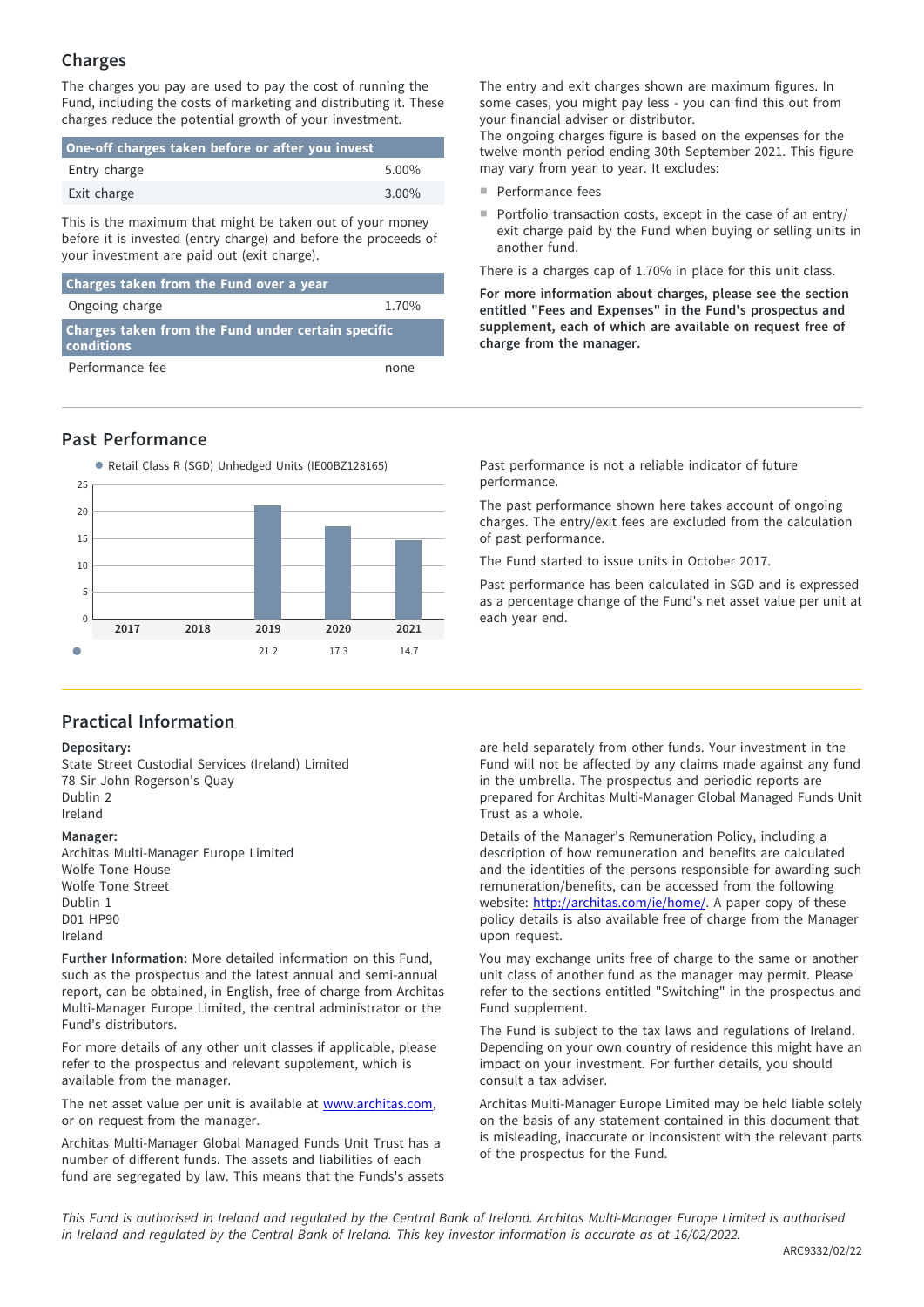## Charges

The charges you pay are used to pay the cost of running the Fund, including the costs of marketing and distributing it. These charges reduce the potential growth of your investment.

| One-off charges taken before or after you invest | |
|---|---|
| Entry charge | 5.00% |
| Exit charge | 3.00% |

This is the maximum that might be taken out of your money before it is invested (entry charge) and before the proceeds of your investment are paid out (exit charge).

| Charges taken from the Fund over a year | |
|---|---|
| Ongoing charge | 1.70% |
| **Charges taken from the Fund under certain specific conditions** | |
| Performance fee | none |

The entry and exit charges shown are maximum figures. In some cases, you might pay less - you can find this out from your financial adviser or distributor.

The ongoing charges figure is based on the expenses for the twelve month period ending 30th September 2021. This figure may vary from year to year. It excludes:

- Performance fees
- Portfolio transaction costs, except in the case of an entry/ exit charge paid by the Fund when buying or selling units in another fund.

There is a charges cap of 1.70% in place for this unit class.

**For more information about charges, please see the section entitled "Fees and Expenses" in the Fund's prospectus and supplement, each of which are available on request free of charge from the manager.**

## Past Performance

Retail Class R (SGD) Unhedged Units (IE00BZ128165)

25
20
15
10
5
0

2017 2018 2019 2020 2021

21.2 17.3 14.7

Past performance is not a reliable indicator of future performance.

The past performance shown here takes account of ongoing charges. The entry/exit fees are excluded from the calculation of past performance.

The Fund started to issue units in October 2017.

Past performance has been calculated in SGD and is expressed as a percentage change of the Fund's net asset value per unit at each year end.

## Practical Information

**Depositary:**
State Street Custodial Services (Ireland) Limited
78 Sir John Rogerson's Quay
Dublin 2
Ireland

**Manager:**
Architas Multi-Manager Europe Limited
Wolfe Tone House
Wolfe Tone Street
Dublin 1
D01 HP90
Ireland

**Further Information:** More detailed information on this Fund, such as the prospectus and the latest annual and semi-annual report, can be obtained, in English, free of charge from Architas Multi-Manager Europe Limited, the central administrator or the Fund's distributors.

For more details of any other unit classes if applicable, please refer to the prospectus and relevant supplement, which is available from the manager.

The net asset value per unit is available at www.architas.com, or on request from the manager.

Architas Multi-Manager Global Managed Funds Unit Trust has a number of different funds. The assets and liabilities of each fund are segregated by law. This means that the Funds's assets are held separately from other funds. Your investment in the Fund will not be affected by any claims made against any fund in the umbrella. The prospectus and periodic reports are prepared for Architas Multi-Manager Global Managed Funds Unit Trust as a whole.

Details of the Manager's Remuneration Policy, including a description of how remuneration and benefits are calculated and the identities of the persons responsible for awarding such remuneration/benefits, can be accessed from the following website: http://architas.com/ie/home/. A paper copy of these policy details is also available free of charge from the Manager upon request.

You may exchange units free of charge to the same or another unit class of another fund as the manager may permit. Please refer to the sections entitled "Switching" in the prospectus and Fund supplement.

The Fund is subject to the tax laws and regulations of Ireland. Depending on your own country of residence this might have an impact on your investment. For further details, you should consult a tax adviser.

Architas Multi-Manager Europe Limited may be held liable solely on the basis of any statement contained in this document that is misleading, inaccurate or inconsistent with the relevant parts of the prospectus for the Fund.

*This Fund is authorised in Ireland and regulated by the Central Bank of Ireland. Architas Multi-Manager Europe Limited is authorised in Ireland and regulated by the Central Bank of Ireland. This key investor information is accurate as at 16/02/2022.*

ARC9332/02/22